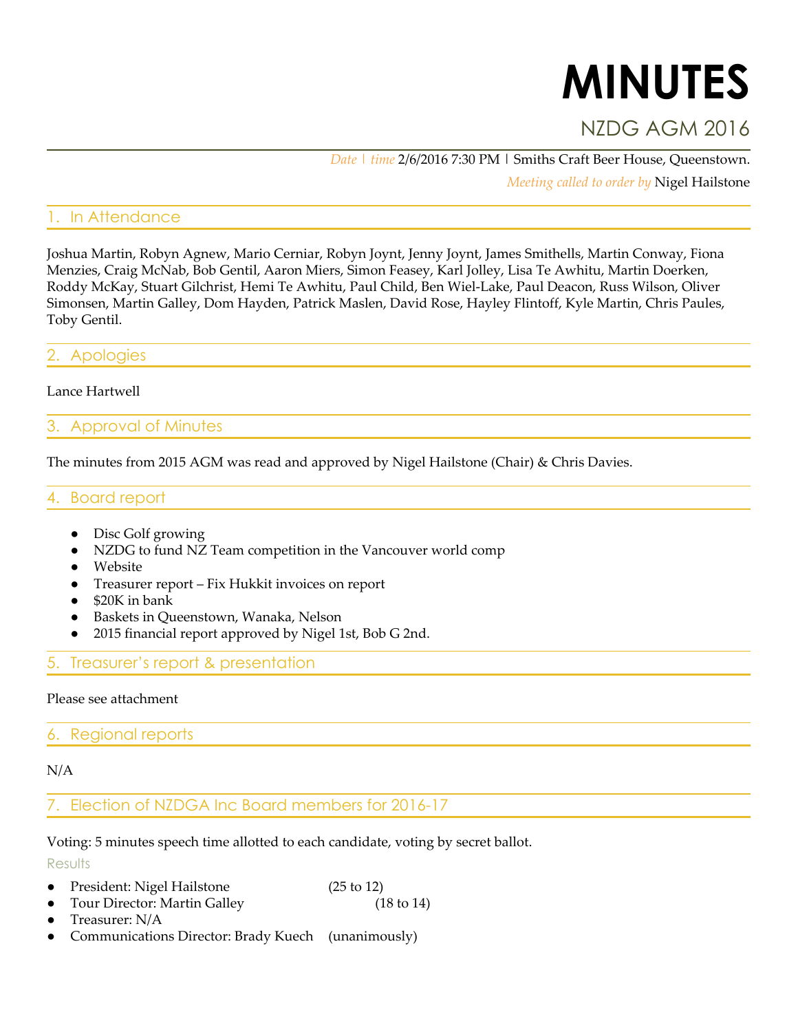# MINUTES

## NZDG AGM 2016

*Date | time* 2/6/2016 7:30 PM | Smiths Craft Beer House, Queenstown.

*Meeting called to order by* Nigel Hailstone

## 1. In Attendance

Joshua Martin, Robyn Agnew, Mario Cerniar, Robyn Joynt, Jenny Joynt, James Smithells, Martin Conway, Fiona Menzies, Craig McNab, Bob Gentil, Aaron Miers, Simon Feasey, Karl Jolley, Lisa Te Awhitu, Martin Doerken, Roddy McKay, Stuart Gilchrist, Hemi Te Awhitu, Paul Child, Ben Wiel-Lake, Paul Deacon, Russ Wilson, Oliver Simonsen, Martin Galley, Dom Hayden, Patrick Maslen, David Rose, Hayley Flintoff, Kyle Martin, Chris Paules, Toby Gentil.

## 2. Apologies

Lance Hartwell

## 3. Approval of Minutes

The minutes from 2015 AGM was read and approved by Nigel Hailstone (Chair) & Chris Davies.

## 4. Board report

- Disc Golf growing
- NZDG to fund NZ Team competition in the Vancouver world comp
- Website
- Treasurer report – Fix Hukkit invoices on report
- $20K in bank
- Baskets in Queenstown, Wanaka, Nelson
- 2015 financial report approved by Nigel 1st, Bob G 2nd.

## 5. Treasurer's report & presentation

Please see attachment

## 6. Regional reports

N/A

## 7. Election of NZDGA Inc Board members for 2016-17

Voting: 5 minutes speech time allotted to each candidate, voting by secret ballot.

### Results

- President: Nigel Hailstone (25 to 12)
- Tour Director: Martin Galley (18 to 14)
- Treasurer: N/A
- Communications Director: Brady Kuech (unanimously)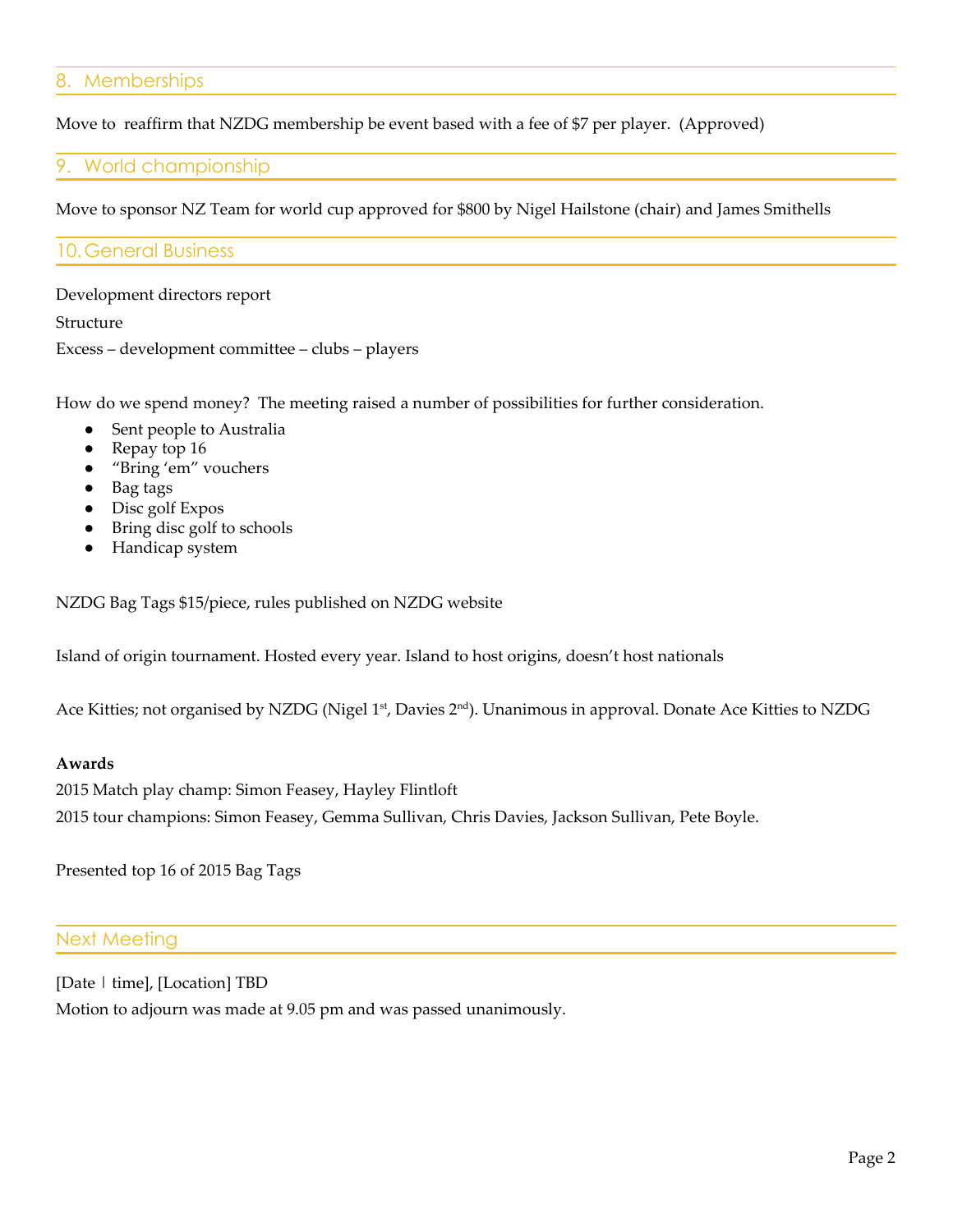## 8. Memberships

Move to  reaffirm that NZDG membership be event based with a fee of $7 per player.  (Approved)

## 9. World championship

Move to sponsor NZ Team for world cup approved for $800 by Nigel Hailstone (chair) and James Smithells

## 10. General Business

Development directors report

Structure

Excess – development committee – clubs – players

How do we spend money?  The meeting raised a number of possibilities for further consideration.

- Sent people to Australia
- Repay top 16
- “Bring ‘em” vouchers
- Bag tags
- Disc golf Expos
- Bring disc golf to schools
- Handicap system

NZDG Bag Tags $15/piece, rules published on NZDG website

Island of origin tournament. Hosted every year. Island to host origins, doesn’t host nationals

Ace Kitties; not organised by NZDG (Nigel 1st, Davies 2nd). Unanimous in approval. Donate Ace Kitties to NZDG

**Awards**

2015 Match play champ: Simon Feasey, Hayley Flintloft

2015 tour champions: Simon Feasey, Gemma Sullivan, Chris Davies, Jackson Sullivan, Pete Boyle.

Presented top 16 of 2015 Bag Tags

## Next Meeting

[Date | time], [Location] TBD

Motion to adjourn was made at 9.05 pm and was passed unanimously.